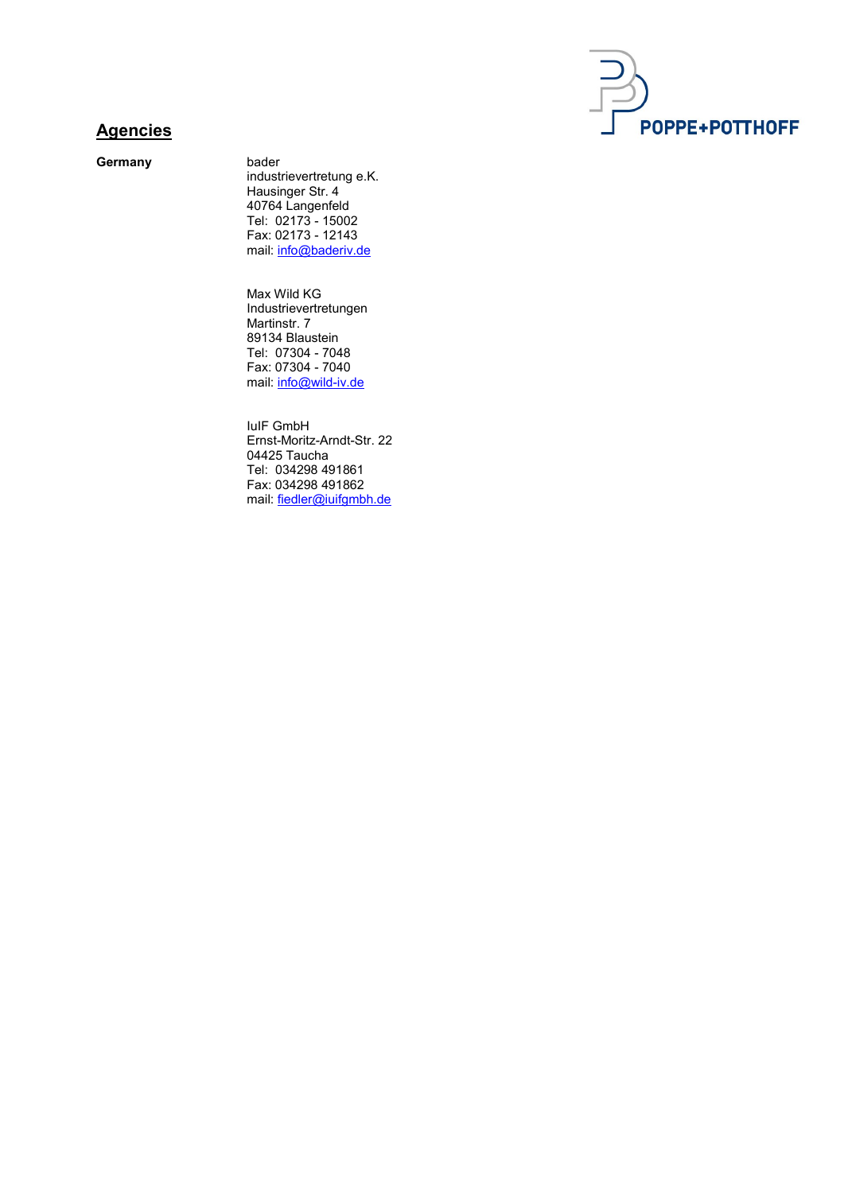POPPE+POTTHOFF

## Agencies

**Germany**

bader
industrievertretung e.K.
Hausinger Str. 4
40764 Langenfeld
Tel: 02173 - 15002
Fax: 02173 - 12143
mail: info@baderiv.de

Max Wild KG
Industrievertretungen
Martinstr. 7
89134 Blaustein
Tel: 07304 - 7048
Fax: 07304 - 7040
mail: info@wild-iv.de

IuIF GmbH
Ernst-Moritz-Arndt-Str. 22
04425 Taucha
Tel: 034298 491861
Fax: 034298 491862
mail: fiedler@iuifgmbh.de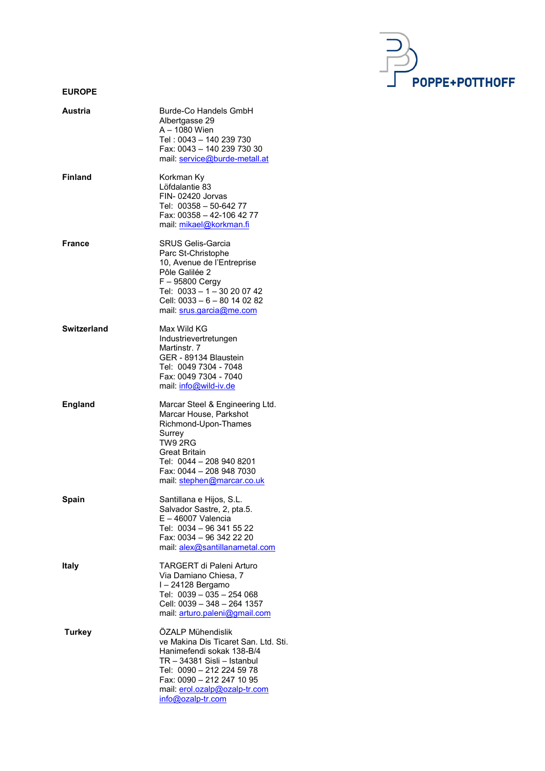**EUROPE**

| | |
|---|---|
| **Austria** | Burde-Co Handels GmbH<br>Albertgasse 29<br>A – 1080 Wien<br>Tel : 0043 – 140 239 730<br>Fax: 0043 – 140 239 730 30<br>mail: service@burde-metall.at |
| **Finland** | Korkman Ky<br>Löfdalantie 83<br>FIN- 02420 Jorvas<br>Tel: 00358 – 50-642 77<br>Fax: 00358 – 42-106 42 77<br>mail: mikael@korkman.fi |
| **France** | SRUS Gelis-Garcia<br>Parc St-Christophe<br>10, Avenue de l'Entreprise<br>Pôle Galilée 2<br>F – 95800 Cergy<br>Tel: 0033 – 1 – 30 20 07 42<br>Cell: 0033 – 6 – 80 14 02 82<br>mail: srus.garcia@me.com |
| **Switzerland** | Max Wild KG<br>Industrievertretungen<br>Martinstr. 7<br>GER - 89134 Blaustein<br>Tel: 0049 7304 - 7048<br>Fax: 0049 7304 - 7040<br>mail: info@wild-iv.de |
| **England** | Marcar Steel & Engineering Ltd.<br>Marcar House, Parkshot<br>Richmond-Upon-Thames<br>Surrey<br>TW9 2RG<br>Great Britain<br>Tel: 0044 – 208 940 8201<br>Fax: 0044 – 208 948 7030<br>mail: stephen@marcar.co.uk |
| **Spain** | Santillana e Hijos, S.L.<br>Salvador Sastre, 2, pta.5.<br>E – 46007 Valencia<br>Tel: 0034 – 96 341 55 22<br>Fax: 0034 – 96 342 22 20<br>mail: alex@santillanametal.com |
| **Italy** | TARGERT di Paleni Arturo<br>Via Damiano Chiesa, 7<br>I – 24128 Bergamo<br>Tel: 0039 – 035 – 254 068<br>Cell: 0039 – 348 – 264 1357<br>mail: arturo.paleni@gmail.com |
| **Turkey** | ÖZALP Mühendislik<br>ve Makina Dis Ticaret San. Ltd. Sti.<br>Hanimefendi sokak 138-B/4<br>TR – 34381 Sisli – Istanbul<br>Tel: 0090 – 212 224 59 78<br>Fax: 0090 – 212 247 10 95<br>mail: erol.ozalp@ozalp-tr.com<br>info@ozalp-tr.com |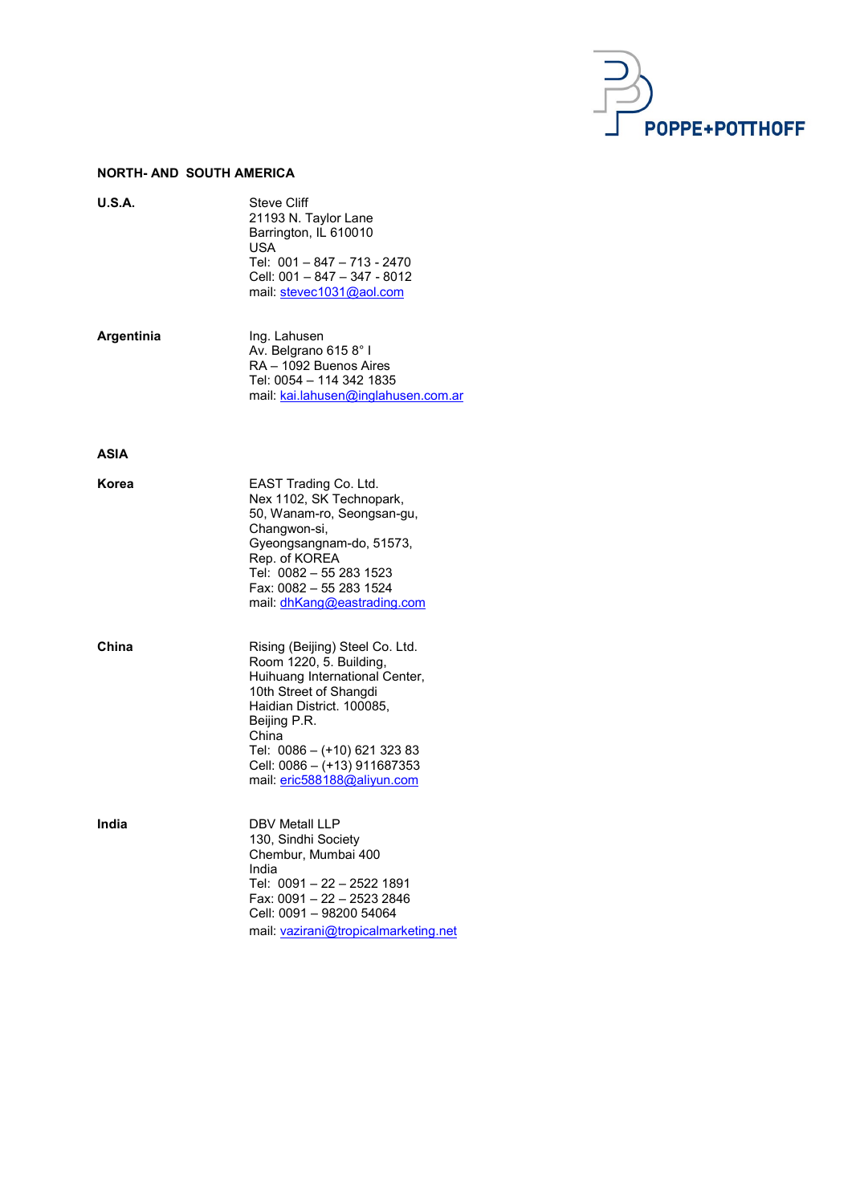POPPE+POTTHOFF

## NORTH- AND SOUTH AMERICA

**U.S.A.**

Steve Cliff
21193 N. Taylor Lane
Barrington, IL 610010
USA
Tel: 001 – 847 – 713 - 2470
Cell: 001 – 847 – 347 - 8012
mail: stevec1031@aol.com

**Argentinia**

Ing. Lahusen
Av. Belgrano 615 8° I
RA – 1092 Buenos Aires
Tel: 0054 – 114 342 1835
mail: kai.lahusen@inglahusen.com.ar

## ASIA

**Korea**

EAST Trading Co. Ltd.
Nex 1102, SK Technopark,
50, Wanam-ro, Seongsan-gu,
Changwon-si,
Gyeongsangnam-do, 51573,
Rep. of KOREA
Tel: 0082 – 55 283 1523
Fax: 0082 – 55 283 1524
mail: dhKang@eastrading.com

**China**

Rising (Beijing) Steel Co. Ltd.
Room 1220, 5. Building,
Huihuang International Center,
10th Street of Shangdi
Haidian District. 100085,
Beijing P.R.
China
Tel: 0086 – (+10) 621 323 83
Cell: 0086 – (+13) 911687353
mail: eric588188@aliyun.com

**India**

DBV Metall LLP
130, Sindhi Society
Chembur, Mumbai 400
India
Tel: 0091 – 22 – 2522 1891
Fax: 0091 – 22 – 2523 2846
Cell: 0091 – 98200 54064
mail: vazirani@tropicalmarketing.net